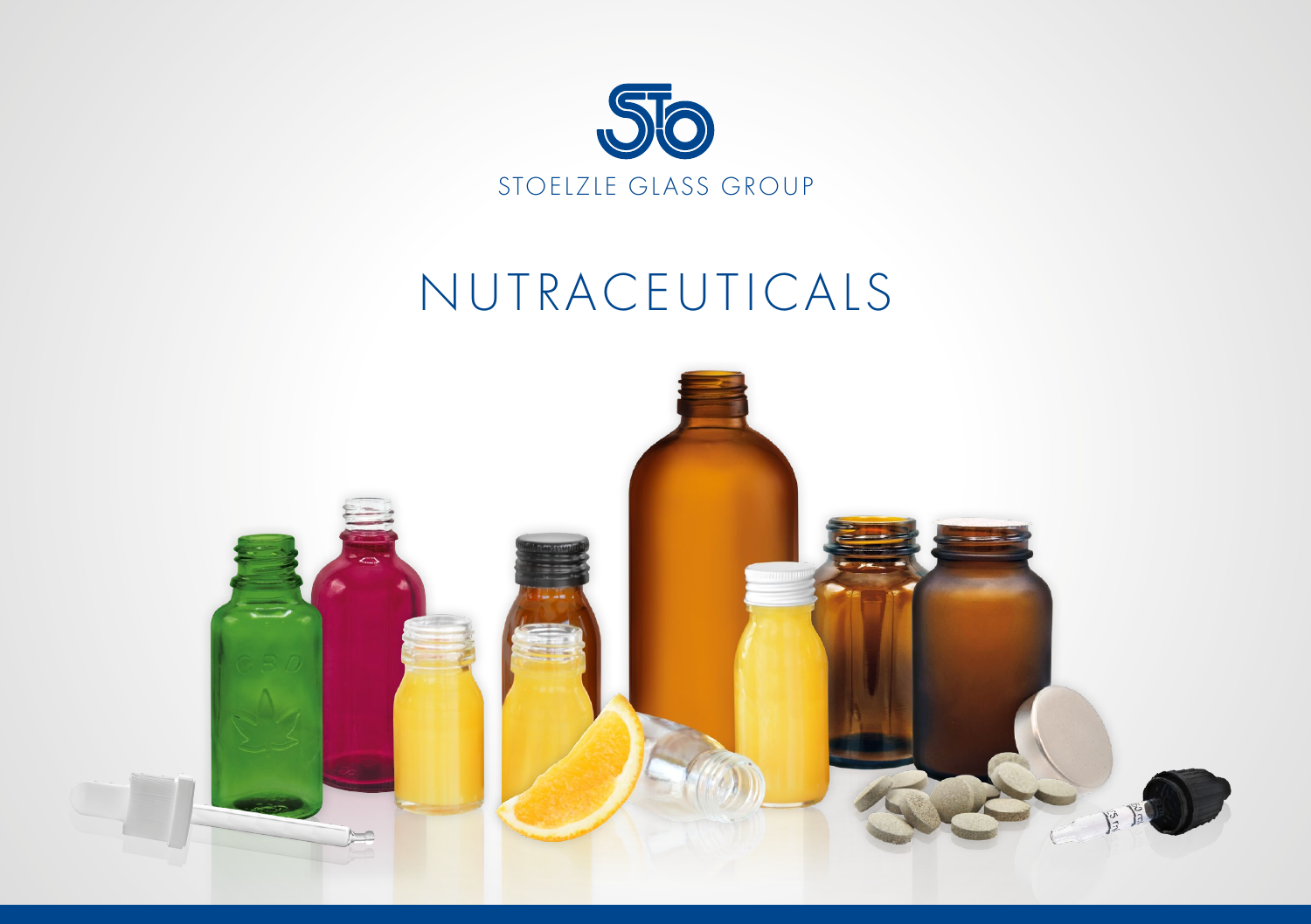STOELZLE GLASS GROUP

# NUTRACEUTICALS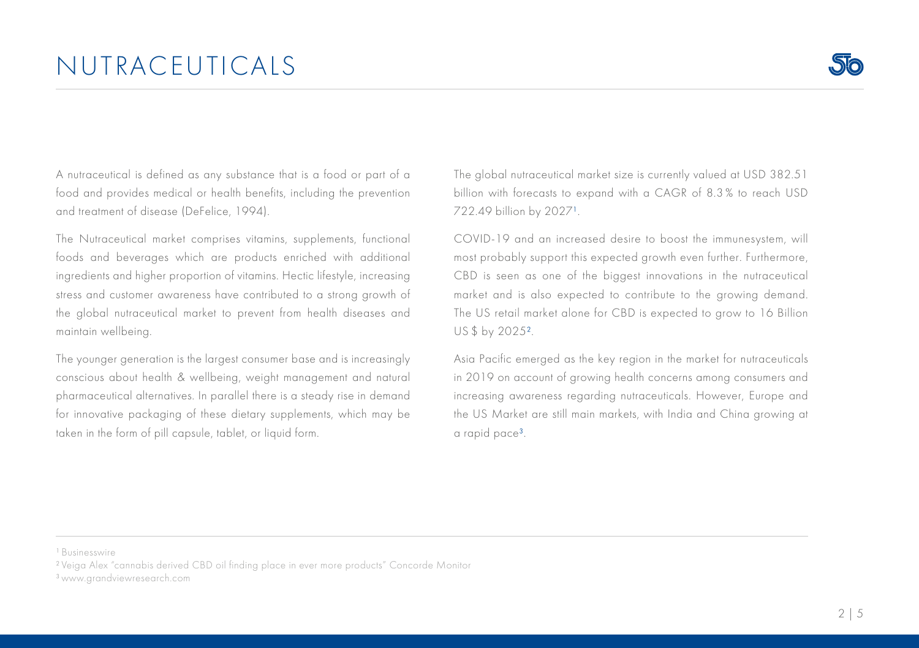# NUTRACEUTICALS

A nutraceutical is defined as any substance that is a food or part of a food and provides medical or health benefits, including the prevention and treatment of disease (DeFelice, 1994).

The Nutraceutical market comprises vitamins, supplements, functional foods and beverages which are products enriched with additional ingredients and higher proportion of vitamins. Hectic lifestyle, increasing stress and customer awareness have contributed to a strong growth of the global nutraceutical market to prevent from health diseases and maintain wellbeing.

The younger generation is the largest consumer base and is increasingly conscious about health & wellbeing, weight management and natural pharmaceutical alternatives. In parallel there is a steady rise in demand for innovative packaging of these dietary supplements, which may be taken in the form of pill capsule, tablet, or liquid form.

The global nutraceutical market size is currently valued at USD 382.51 billion with forecasts to expand with a CAGR of 8.3% to reach USD 722.49 billion by 2027[1].

COVID-19 and an increased desire to boost the immunesystem, will most probably support this expected growth even further. Furthermore, CBD is seen as one of the biggest innovations in the nutraceutical market and is also expected to contribute to the growing demand. The US retail market alone for CBD is expected to grow to 16 Billion US $ by 2025[2].

Asia Pacific emerged as the key region in the market for nutraceuticals in 2019 on account of growing health concerns among consumers and increasing awareness regarding nutraceuticals. However, Europe and the US Market are still main markets, with India and China growing at a rapid pace[3].

---

[1] Businesswire

[2] Veiga Alex "cannabis derived CBD oil finding place in ever more products" Concorde Monitor

[3] www.grandviewresearch.com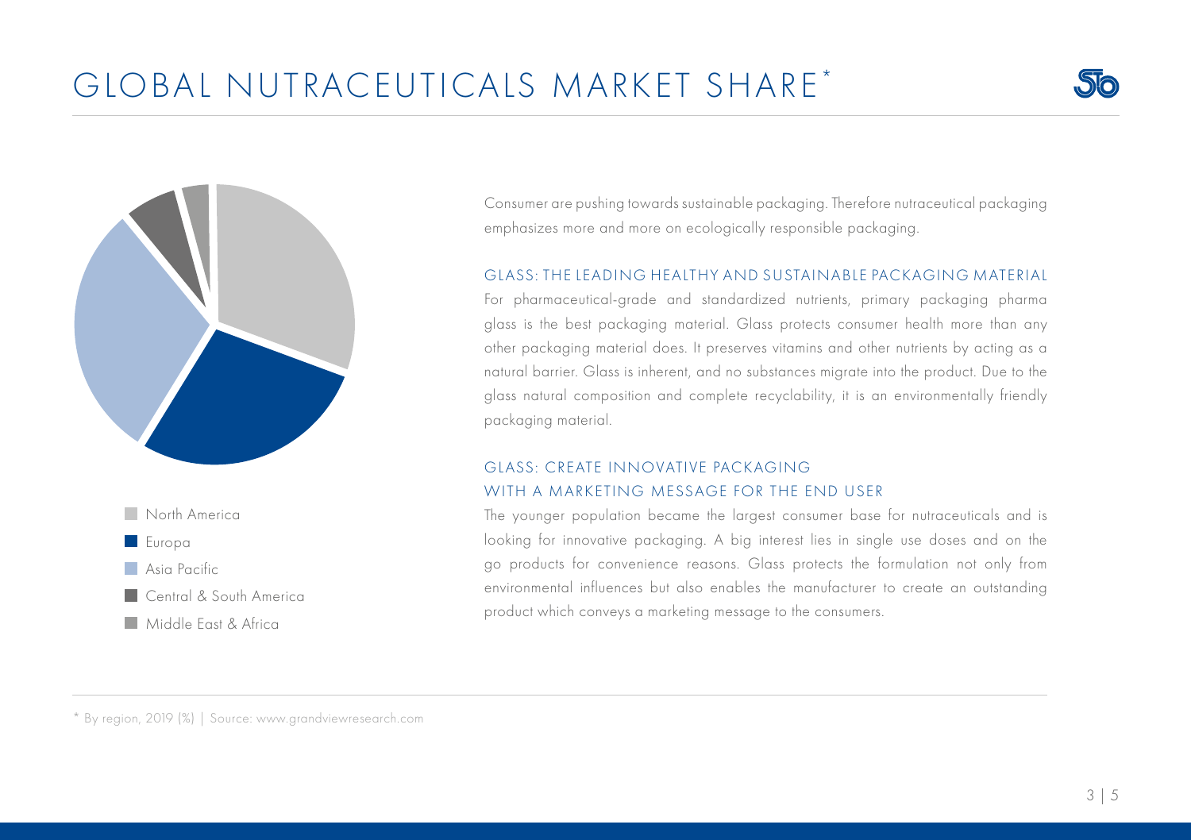# GLOBAL NUTRACEUTICALS MARKET SHARE*

- North America
- Europa
- Asia Pacific
- Central & South America
- Middle East & Africa

Consumer are pushing towards sustainable packaging. Therefore nutraceutical packaging emphasizes more and more on ecologically responsible packaging.

## GLASS: THE LEADING HEALTHY AND SUSTAINABLE PACKAGING MATERIAL

For pharmaceutical-grade and standardized nutrients, primary packaging pharma glass is the best packaging material. Glass protects consumer health more than any other packaging material does. It preserves vitamins and other nutrients by acting as a natural barrier. Glass is inherent, and no substances migrate into the product. Due to the glass natural composition and complete recyclability, it is an environmentally friendly packaging material.

## GLASS: CREATE INNOVATIVE PACKAGING WITH A MARKETING MESSAGE FOR THE END USER

The younger population became the largest consumer base for nutraceuticals and is looking for innovative packaging. A big interest lies in single use doses and on the go products for convenience reasons. Glass protects the formulation not only from environmental influences but also enables the manufacturer to create an outstanding product which conveys a marketing message to the consumers.

* By region, 2019 (%) | Source: www.grandviewresearch.com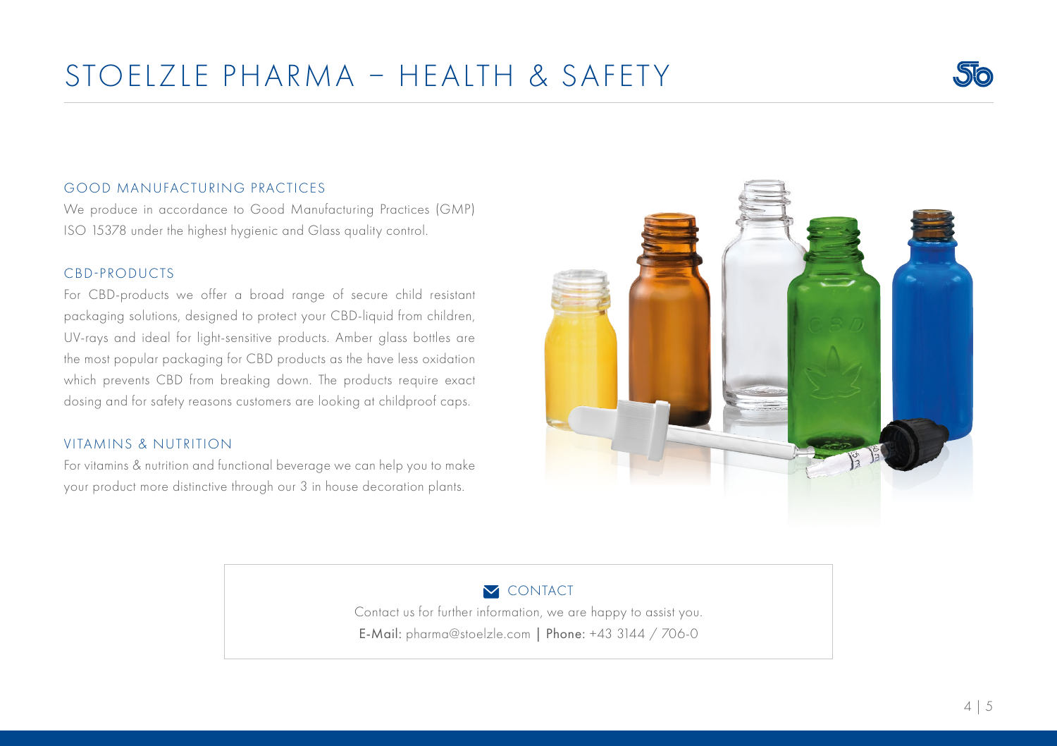# STOELZLE PHARMA – HEALTH & SAFETY

## GOOD MANUFACTURING PRACTICES

We produce in accordance to Good Manufacturing Practices (GMP) ISO 15378 under the highest hygienic and Glass quality control.

## CBD-PRODUCTS

For CBD-products we offer a broad range of secure child resistant packaging solutions, designed to protect your CBD-liquid from children, UV-rays and ideal for light-sensitive products. Amber glass bottles are the most popular packaging for CBD products as the have less oxidation which prevents CBD from breaking down. The products require exact dosing and for safety reasons customers are looking at childproof caps.

## VITAMINS & NUTRITION

For vitamins & nutrition and functional beverage we can help you to make your product more distinctive through our 3 in house decoration plants.

## CONTACT

Contact us for further information, we are happy to assist you.

E-Mail: pharma@stoelzle.com | Phone: +43 3144 / 706-0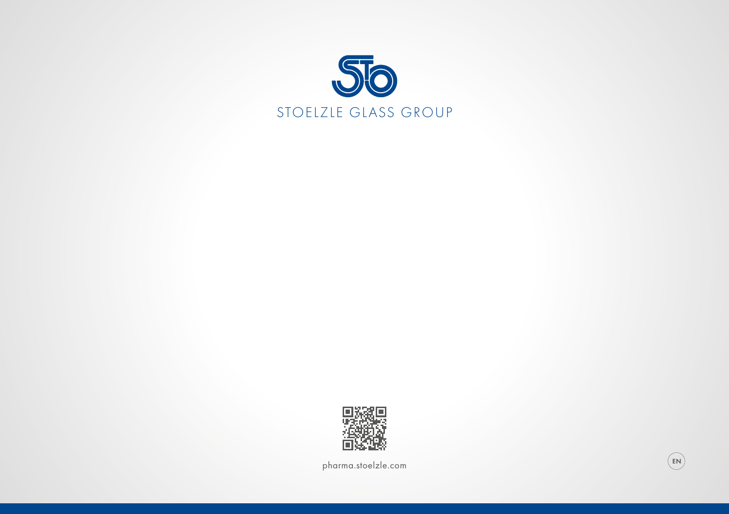STOELZLE GLASS GROUP

pharma.stoelzle.com

EN